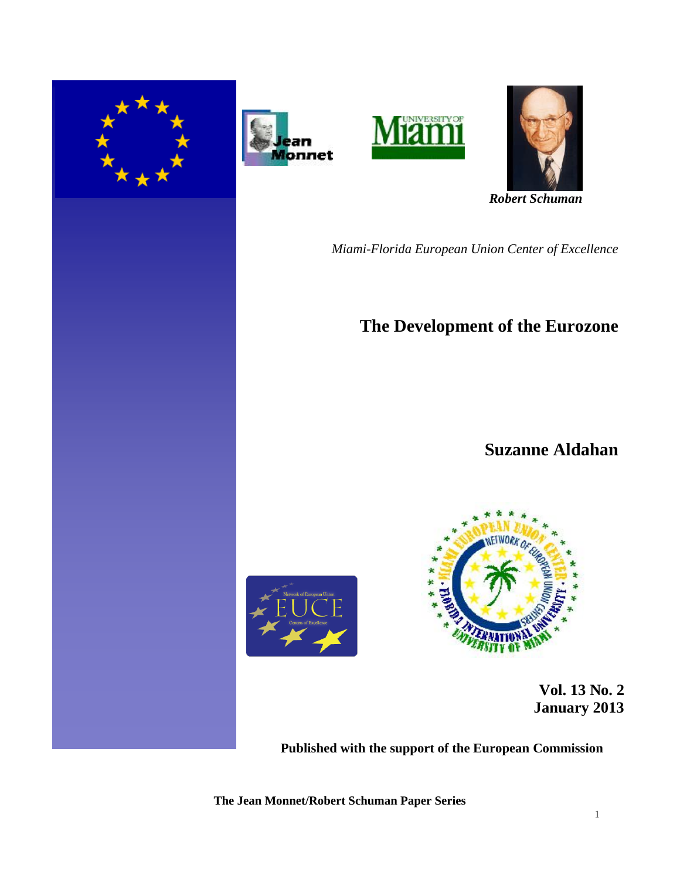*Robert Schuman*

*Miami-Florida European Union Center of Excellence*

# The Development of the Eurozone

**Suzanne Aldahan**

**Vol. 13 No. 2**
**January 2013**

**Published with the support of the European Commission**

**The Jean Monnet/Robert Schuman Paper Series**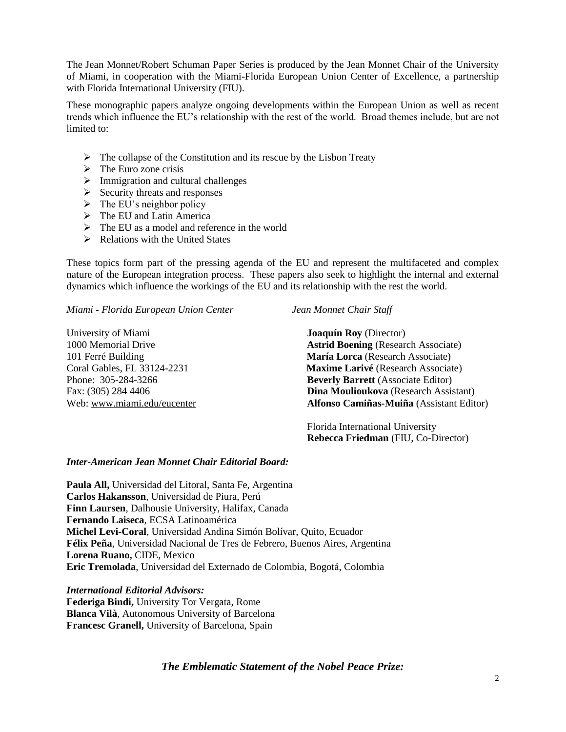The Jean Monnet/Robert Schuman Paper Series is produced by the Jean Monnet Chair of the University of Miami, in cooperation with the Miami-Florida European Union Center of Excellence, a partnership with Florida International University (FIU).

These monographic papers analyze ongoing developments within the European Union as well as recent trends which influence the EU's relationship with the rest of the world. Broad themes include, but are not limited to:

- The collapse of the Constitution and its rescue by the Lisbon Treaty
- The Euro zone crisis
- Immigration and cultural challenges
- Security threats and responses
- The EU's neighbor policy
- The EU and Latin America
- The EU as a model and reference in the world
- Relations with the United States

These topics form part of the pressing agenda of the EU and represent the multifaceted and complex nature of the European integration process. These papers also seek to highlight the internal and external dynamics which influence the workings of the EU and its relationship with the rest the world.

*Miami - Florida European Union Center*

University of Miami
1000 Memorial Drive
101 Ferré Building
Coral Gables, FL 33124-2231
Phone: 305-284-3266
Fax: (305) 284 4406
Web: www.miami.edu/eucenter

*Jean Monnet Chair Staff*

**Joaquín Roy** (Director)
**Astrid Boening** (Research Associate)
**María Lorca** (Research Associate)
**Maxime Larivé** (Research Associate)
**Beverly Barrett** (Associate Editor)
**Dina Moulioukova** (Research Assistant)
**Alfonso Camiñas-Muiña** (Assistant Editor)

Florida International University
**Rebecca Friedman** (FIU, Co-Director)

***Inter-American Jean Monnet Chair Editorial Board:***

**Paula All,** Universidad del Litoral, Santa Fe, Argentina
**Carlos Hakansson**, Universidad de Piura, Perú
**Finn Laursen**, Dalhousie University, Halifax, Canada
**Fernando Laiseca**, ECSA Latinoamérica
**Michel Levi-Coral**, Universidad Andina Simón Bolívar, Quito, Ecuador
**Félix Peña**, Universidad Nacional de Tres de Febrero, Buenos Aires, Argentina
**Lorena Ruano,** CIDE, Mexico
**Eric Tremolada**, Universidad del Externado de Colombia, Bogotá, Colombia

***International Editorial Advisors:***
**Federiga Bindi,** University Tor Vergata, Rome
**Blanca Vilà**, Autonomous University of Barcelona
**Francesc Granell,** University of Barcelona, Spain

***The Emblematic Statement of the Nobel Peace Prize:***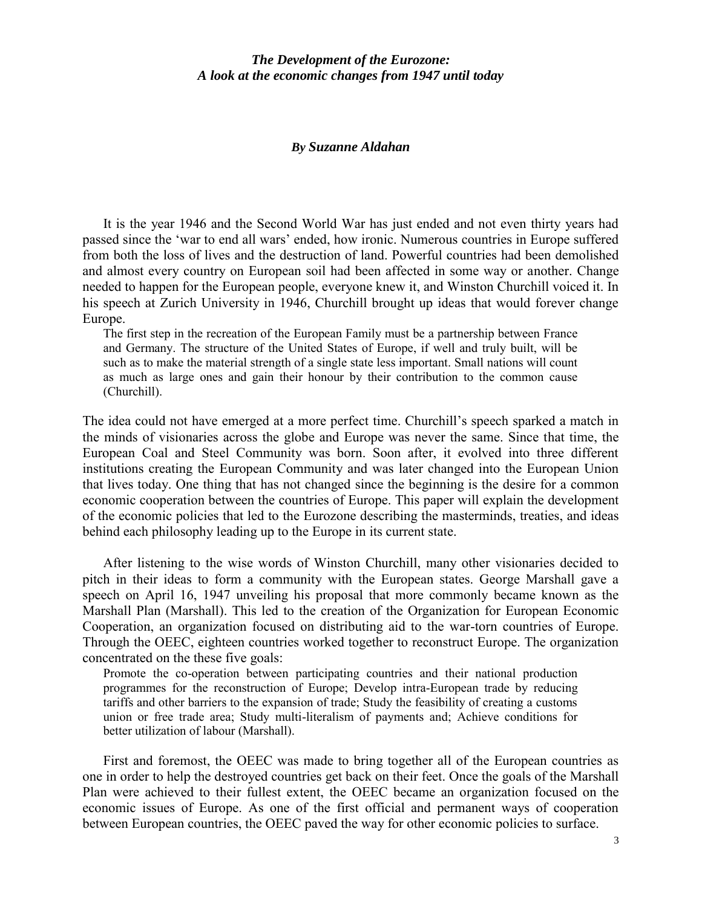***The Development of the Eurozone:***
***A look at the economic changes from 1947 until today***

***By Suzanne Aldahan***

It is the year 1946 and the Second World War has just ended and not even thirty years had passed since the 'war to end all wars' ended, how ironic. Numerous countries in Europe suffered from both the loss of lives and the destruction of land. Powerful countries had been demolished and almost every country on European soil had been affected in some way or another. Change needed to happen for the European people, everyone knew it, and Winston Churchill voiced it. In his speech at Zurich University in 1946, Churchill brought up ideas that would forever change Europe.

> The first step in the recreation of the European Family must be a partnership between France and Germany. The structure of the United States of Europe, if well and truly built, will be such as to make the material strength of a single state less important. Small nations will count as much as large ones and gain their honour by their contribution to the common cause (Churchill).

The idea could not have emerged at a more perfect time. Churchill's speech sparked a match in the minds of visionaries across the globe and Europe was never the same. Since that time, the European Coal and Steel Community was born. Soon after, it evolved into three different institutions creating the European Community and was later changed into the European Union that lives today. One thing that has not changed since the beginning is the desire for a common economic cooperation between the countries of Europe. This paper will explain the development of the economic policies that led to the Eurozone describing the masterminds, treaties, and ideas behind each philosophy leading up to the Europe in its current state.

After listening to the wise words of Winston Churchill, many other visionaries decided to pitch in their ideas to form a community with the European states. George Marshall gave a speech on April 16, 1947 unveiling his proposal that more commonly became known as the Marshall Plan (Marshall). This led to the creation of the Organization for European Economic Cooperation, an organization focused on distributing aid to the war-torn countries of Europe. Through the OEEC, eighteen countries worked together to reconstruct Europe. The organization concentrated on the these five goals:

> Promote the co-operation between participating countries and their national production programmes for the reconstruction of Europe; Develop intra-European trade by reducing tariffs and other barriers to the expansion of trade; Study the feasibility of creating a customs union or free trade area; Study multi-literalism of payments and; Achieve conditions for better utilization of labour (Marshall).

First and foremost, the OEEC was made to bring together all of the European countries as one in order to help the destroyed countries get back on their feet. Once the goals of the Marshall Plan were achieved to their fullest extent, the OEEC became an organization focused on the economic issues of Europe. As one of the first official and permanent ways of cooperation between European countries, the OEEC paved the way for other economic policies to surface.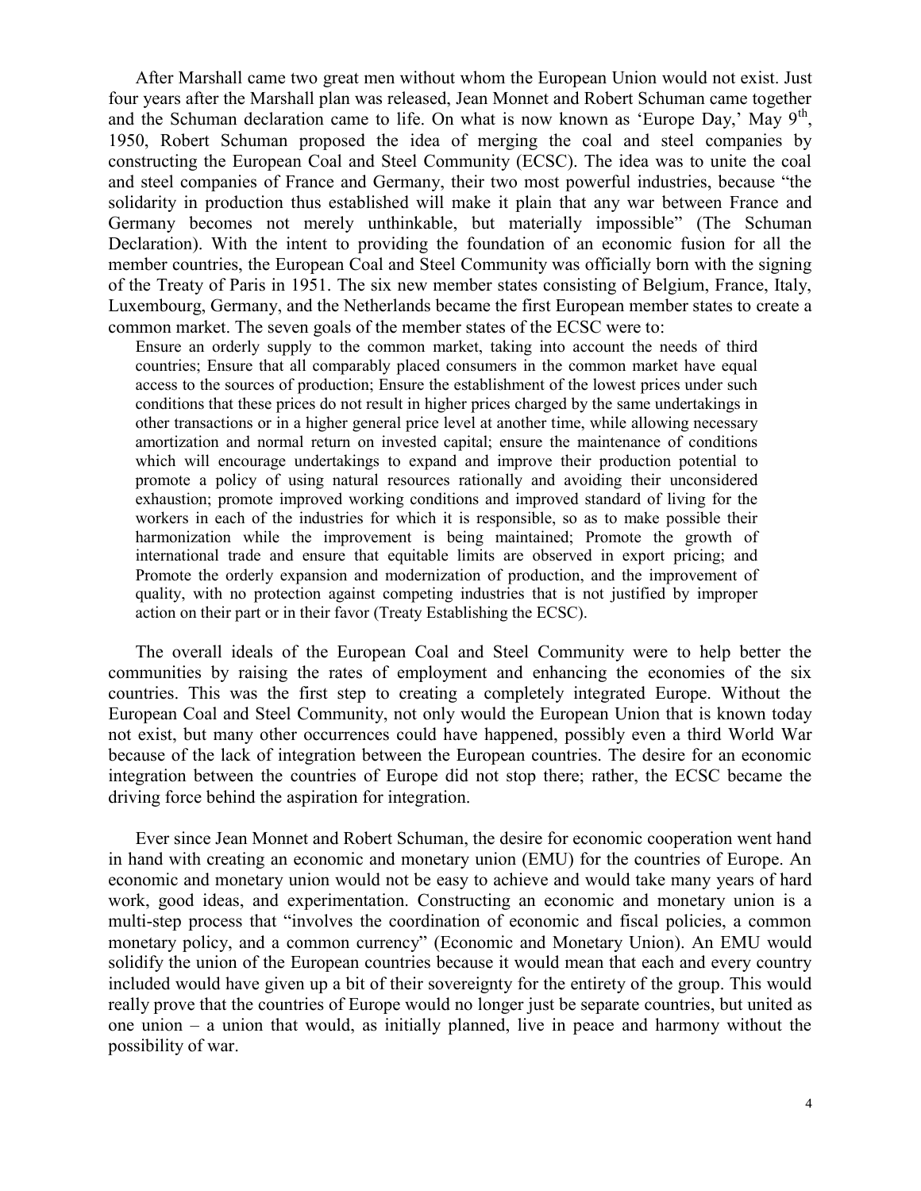After Marshall came two great men without whom the European Union would not exist. Just four years after the Marshall plan was released, Jean Monnet and Robert Schuman came together and the Schuman declaration came to life. On what is now known as 'Europe Day,' May 9th, 1950, Robert Schuman proposed the idea of merging the coal and steel companies by constructing the European Coal and Steel Community (ECSC). The idea was to unite the coal and steel companies of France and Germany, their two most powerful industries, because "the solidarity in production thus established will make it plain that any war between France and Germany becomes not merely unthinkable, but materially impossible" (The Schuman Declaration). With the intent to providing the foundation of an economic fusion for all the member countries, the European Coal and Steel Community was officially born with the signing of the Treaty of Paris in 1951. The six new member states consisting of Belgium, France, Italy, Luxembourg, Germany, and the Netherlands became the first European member states to create a common market. The seven goals of the member states of the ECSC were to:

> Ensure an orderly supply to the common market, taking into account the needs of third countries; Ensure that all comparably placed consumers in the common market have equal access to the sources of production; Ensure the establishment of the lowest prices under such conditions that these prices do not result in higher prices charged by the same undertakings in other transactions or in a higher general price level at another time, while allowing necessary amortization and normal return on invested capital; ensure the maintenance of conditions which will encourage undertakings to expand and improve their production potential to promote a policy of using natural resources rationally and avoiding their unconsidered exhaustion; promote improved working conditions and improved standard of living for the workers in each of the industries for which it is responsible, so as to make possible their harmonization while the improvement is being maintained; Promote the growth of international trade and ensure that equitable limits are observed in export pricing; and Promote the orderly expansion and modernization of production, and the improvement of quality, with no protection against competing industries that is not justified by improper action on their part or in their favor (Treaty Establishing the ECSC).

The overall ideals of the European Coal and Steel Community were to help better the communities by raising the rates of employment and enhancing the economies of the six countries. This was the first step to creating a completely integrated Europe. Without the European Coal and Steel Community, not only would the European Union that is known today not exist, but many other occurrences could have happened, possibly even a third World War because of the lack of integration between the European countries. The desire for an economic integration between the countries of Europe did not stop there; rather, the ECSC became the driving force behind the aspiration for integration.

Ever since Jean Monnet and Robert Schuman, the desire for economic cooperation went hand in hand with creating an economic and monetary union (EMU) for the countries of Europe. An economic and monetary union would not be easy to achieve and would take many years of hard work, good ideas, and experimentation. Constructing an economic and monetary union is a multi-step process that "involves the coordination of economic and fiscal policies, a common monetary policy, and a common currency" (Economic and Monetary Union). An EMU would solidify the union of the European countries because it would mean that each and every country included would have given up a bit of their sovereignty for the entirety of the group. This would really prove that the countries of Europe would no longer just be separate countries, but united as one union – a union that would, as initially planned, live in peace and harmony without the possibility of war.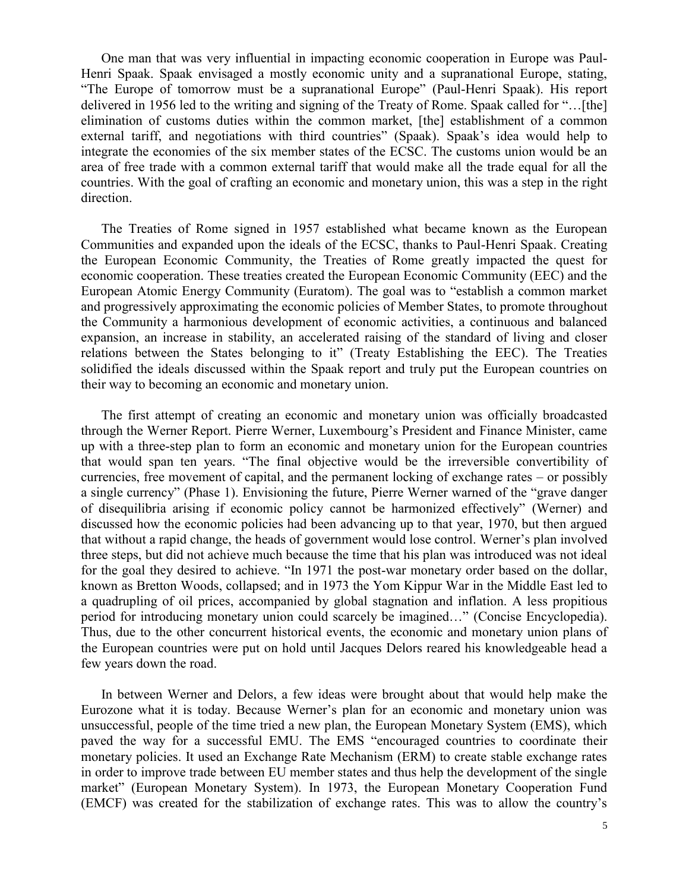One man that was very influential in impacting economic cooperation in Europe was Paul-Henri Spaak. Spaak envisaged a mostly economic unity and a supranational Europe, stating, "The Europe of tomorrow must be a supranational Europe" (Paul-Henri Spaak). His report delivered in 1956 led to the writing and signing of the Treaty of Rome. Spaak called for "…[the] elimination of customs duties within the common market, [the] establishment of a common external tariff, and negotiations with third countries" (Spaak). Spaak's idea would help to integrate the economies of the six member states of the ECSC. The customs union would be an area of free trade with a common external tariff that would make all the trade equal for all the countries. With the goal of crafting an economic and monetary union, this was a step in the right direction.

The Treaties of Rome signed in 1957 established what became known as the European Communities and expanded upon the ideals of the ECSC, thanks to Paul-Henri Spaak. Creating the European Economic Community, the Treaties of Rome greatly impacted the quest for economic cooperation. These treaties created the European Economic Community (EEC) and the European Atomic Energy Community (Euratom). The goal was to "establish a common market and progressively approximating the economic policies of Member States, to promote throughout the Community a harmonious development of economic activities, a continuous and balanced expansion, an increase in stability, an accelerated raising of the standard of living and closer relations between the States belonging to it" (Treaty Establishing the EEC). The Treaties solidified the ideals discussed within the Spaak report and truly put the European countries on their way to becoming an economic and monetary union.

The first attempt of creating an economic and monetary union was officially broadcasted through the Werner Report. Pierre Werner, Luxembourg's President and Finance Minister, came up with a three-step plan to form an economic and monetary union for the European countries that would span ten years. "The final objective would be the irreversible convertibility of currencies, free movement of capital, and the permanent locking of exchange rates – or possibly a single currency" (Phase 1). Envisioning the future, Pierre Werner warned of the "grave danger of disequilibria arising if economic policy cannot be harmonized effectively" (Werner) and discussed how the economic policies had been advancing up to that year, 1970, but then argued that without a rapid change, the heads of government would lose control. Werner's plan involved three steps, but did not achieve much because the time that his plan was introduced was not ideal for the goal they desired to achieve. "In 1971 the post-war monetary order based on the dollar, known as Bretton Woods, collapsed; and in 1973 the Yom Kippur War in the Middle East led to a quadrupling of oil prices, accompanied by global stagnation and inflation. A less propitious period for introducing monetary union could scarcely be imagined…" (Concise Encyclopedia). Thus, due to the other concurrent historical events, the economic and monetary union plans of the European countries were put on hold until Jacques Delors reared his knowledgeable head a few years down the road.

In between Werner and Delors, a few ideas were brought about that would help make the Eurozone what it is today. Because Werner's plan for an economic and monetary union was unsuccessful, people of the time tried a new plan, the European Monetary System (EMS), which paved the way for a successful EMU. The EMS "encouraged countries to coordinate their monetary policies. It used an Exchange Rate Mechanism (ERM) to create stable exchange rates in order to improve trade between EU member states and thus help the development of the single market" (European Monetary System). In 1973, the European Monetary Cooperation Fund (EMCF) was created for the stabilization of exchange rates. This was to allow the country's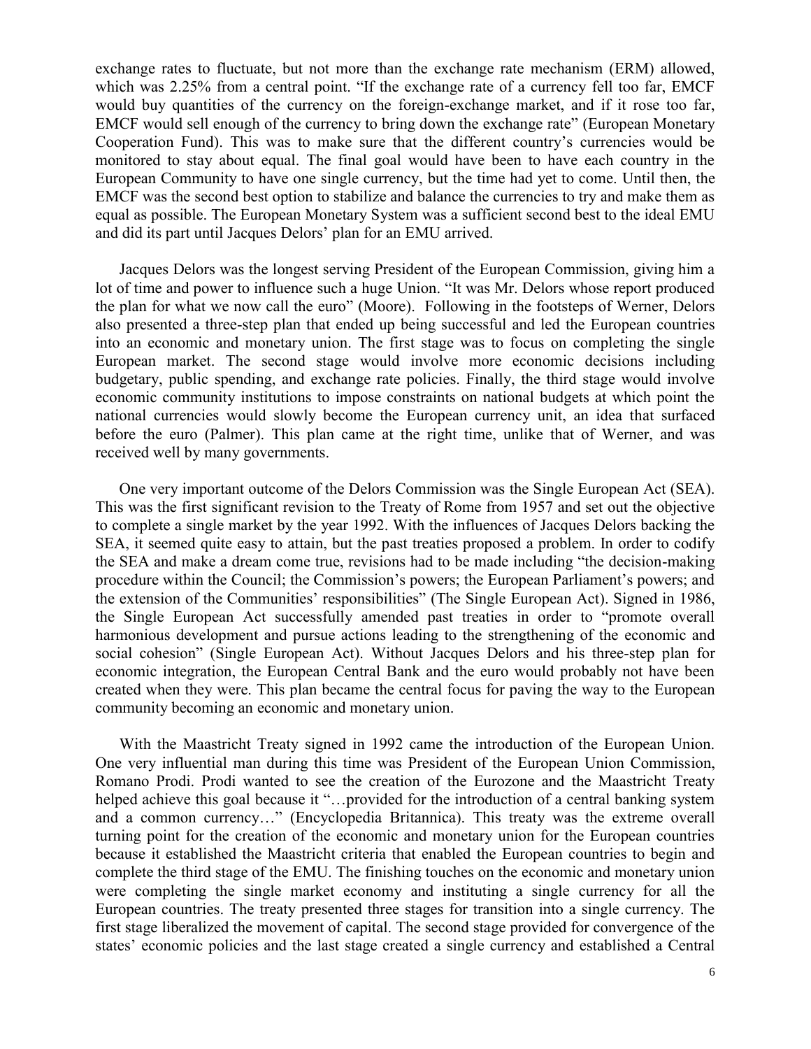exchange rates to fluctuate, but not more than the exchange rate mechanism (ERM) allowed, which was 2.25% from a central point. "If the exchange rate of a currency fell too far, EMCF would buy quantities of the currency on the foreign-exchange market, and if it rose too far, EMCF would sell enough of the currency to bring down the exchange rate" (European Monetary Cooperation Fund). This was to make sure that the different country's currencies would be monitored to stay about equal. The final goal would have been to have each country in the European Community to have one single currency, but the time had yet to come. Until then, the EMCF was the second best option to stabilize and balance the currencies to try and make them as equal as possible. The European Monetary System was a sufficient second best to the ideal EMU and did its part until Jacques Delors' plan for an EMU arrived.

Jacques Delors was the longest serving President of the European Commission, giving him a lot of time and power to influence such a huge Union. "It was Mr. Delors whose report produced the plan for what we now call the euro" (Moore). Following in the footsteps of Werner, Delors also presented a three-step plan that ended up being successful and led the European countries into an economic and monetary union. The first stage was to focus on completing the single European market. The second stage would involve more economic decisions including budgetary, public spending, and exchange rate policies. Finally, the third stage would involve economic community institutions to impose constraints on national budgets at which point the national currencies would slowly become the European currency unit, an idea that surfaced before the euro (Palmer). This plan came at the right time, unlike that of Werner, and was received well by many governments.

One very important outcome of the Delors Commission was the Single European Act (SEA). This was the first significant revision to the Treaty of Rome from 1957 and set out the objective to complete a single market by the year 1992. With the influences of Jacques Delors backing the SEA, it seemed quite easy to attain, but the past treaties proposed a problem. In order to codify the SEA and make a dream come true, revisions had to be made including "the decision-making procedure within the Council; the Commission's powers; the European Parliament's powers; and the extension of the Communities' responsibilities" (The Single European Act). Signed in 1986, the Single European Act successfully amended past treaties in order to "promote overall harmonious development and pursue actions leading to the strengthening of the economic and social cohesion" (Single European Act). Without Jacques Delors and his three-step plan for economic integration, the European Central Bank and the euro would probably not have been created when they were. This plan became the central focus for paving the way to the European community becoming an economic and monetary union.

With the Maastricht Treaty signed in 1992 came the introduction of the European Union. One very influential man during this time was President of the European Union Commission, Romano Prodi. Prodi wanted to see the creation of the Eurozone and the Maastricht Treaty helped achieve this goal because it "…provided for the introduction of a central banking system and a common currency…" (Encyclopedia Britannica). This treaty was the extreme overall turning point for the creation of the economic and monetary union for the European countries because it established the Maastricht criteria that enabled the European countries to begin and complete the third stage of the EMU. The finishing touches on the economic and monetary union were completing the single market economy and instituting a single currency for all the European countries. The treaty presented three stages for transition into a single currency. The first stage liberalized the movement of capital. The second stage provided for convergence of the states' economic policies and the last stage created a single currency and established a Central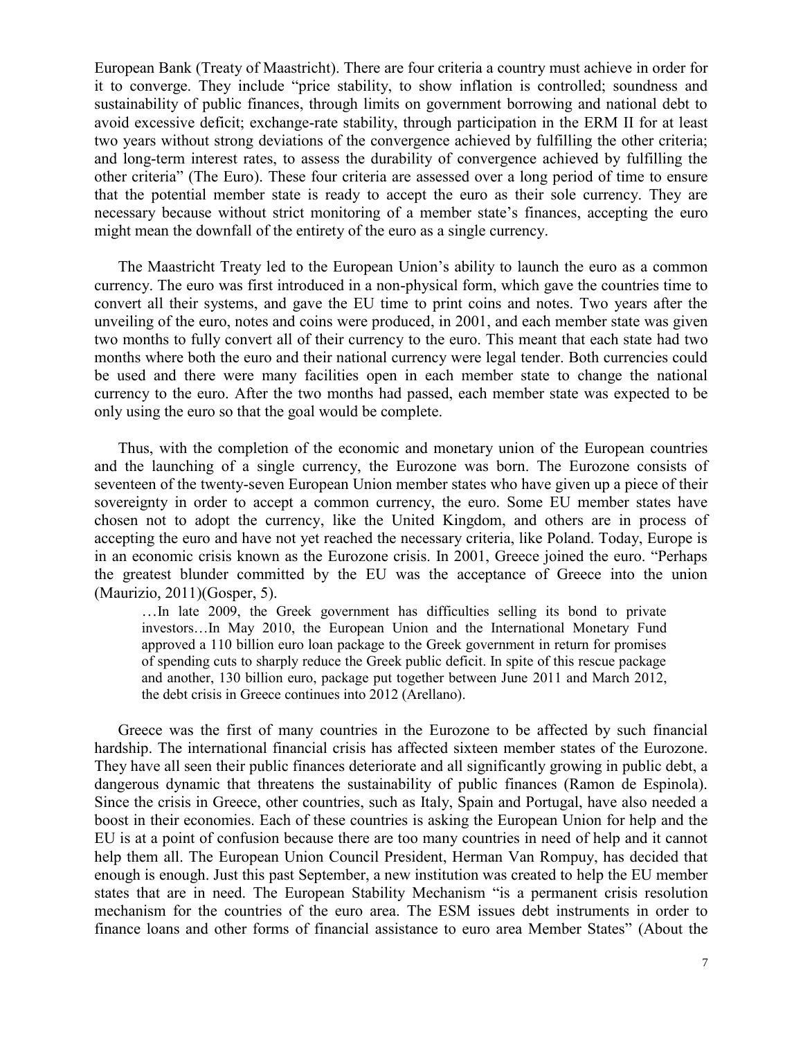European Bank (Treaty of Maastricht). There are four criteria a country must achieve in order for it to converge. They include "price stability, to show inflation is controlled; soundness and sustainability of public finances, through limits on government borrowing and national debt to avoid excessive deficit; exchange-rate stability, through participation in the ERM II for at least two years without strong deviations of the convergence achieved by fulfilling the other criteria; and long-term interest rates, to assess the durability of convergence achieved by fulfilling the other criteria" (The Euro). These four criteria are assessed over a long period of time to ensure that the potential member state is ready to accept the euro as their sole currency. They are necessary because without strict monitoring of a member state's finances, accepting the euro might mean the downfall of the entirety of the euro as a single currency.

The Maastricht Treaty led to the European Union's ability to launch the euro as a common currency. The euro was first introduced in a non-physical form, which gave the countries time to convert all their systems, and gave the EU time to print coins and notes. Two years after the unveiling of the euro, notes and coins were produced, in 2001, and each member state was given two months to fully convert all of their currency to the euro. This meant that each state had two months where both the euro and their national currency were legal tender. Both currencies could be used and there were many facilities open in each member state to change the national currency to the euro. After the two months had passed, each member state was expected to be only using the euro so that the goal would be complete.

Thus, with the completion of the economic and monetary union of the European countries and the launching of a single currency, the Eurozone was born. The Eurozone consists of seventeen of the twenty-seven European Union member states who have given up a piece of their sovereignty in order to accept a common currency, the euro. Some EU member states have chosen not to adopt the currency, like the United Kingdom, and others are in process of accepting the euro and have not yet reached the necessary criteria, like Poland. Today, Europe is in an economic crisis known as the Eurozone crisis. In 2001, Greece joined the euro. "Perhaps the greatest blunder committed by the EU was the acceptance of Greece into the union (Maurizio, 2011)(Gosper, 5).

> …In late 2009, the Greek government has difficulties selling its bond to private investors…In May 2010, the European Union and the International Monetary Fund approved a 110 billion euro loan package to the Greek government in return for promises of spending cuts to sharply reduce the Greek public deficit. In spite of this rescue package and another, 130 billion euro, package put together between June 2011 and March 2012, the debt crisis in Greece continues into 2012 (Arellano).

Greece was the first of many countries in the Eurozone to be affected by such financial hardship. The international financial crisis has affected sixteen member states of the Eurozone. They have all seen their public finances deteriorate and all significantly growing in public debt, a dangerous dynamic that threatens the sustainability of public finances (Ramon de Espinola). Since the crisis in Greece, other countries, such as Italy, Spain and Portugal, have also needed a boost in their economies. Each of these countries is asking the European Union for help and the EU is at a point of confusion because there are too many countries in need of help and it cannot help them all. The European Union Council President, Herman Van Rompuy, has decided that enough is enough. Just this past September, a new institution was created to help the EU member states that are in need. The European Stability Mechanism "is a permanent crisis resolution mechanism for the countries of the euro area. The ESM issues debt instruments in order to finance loans and other forms of financial assistance to euro area Member States" (About the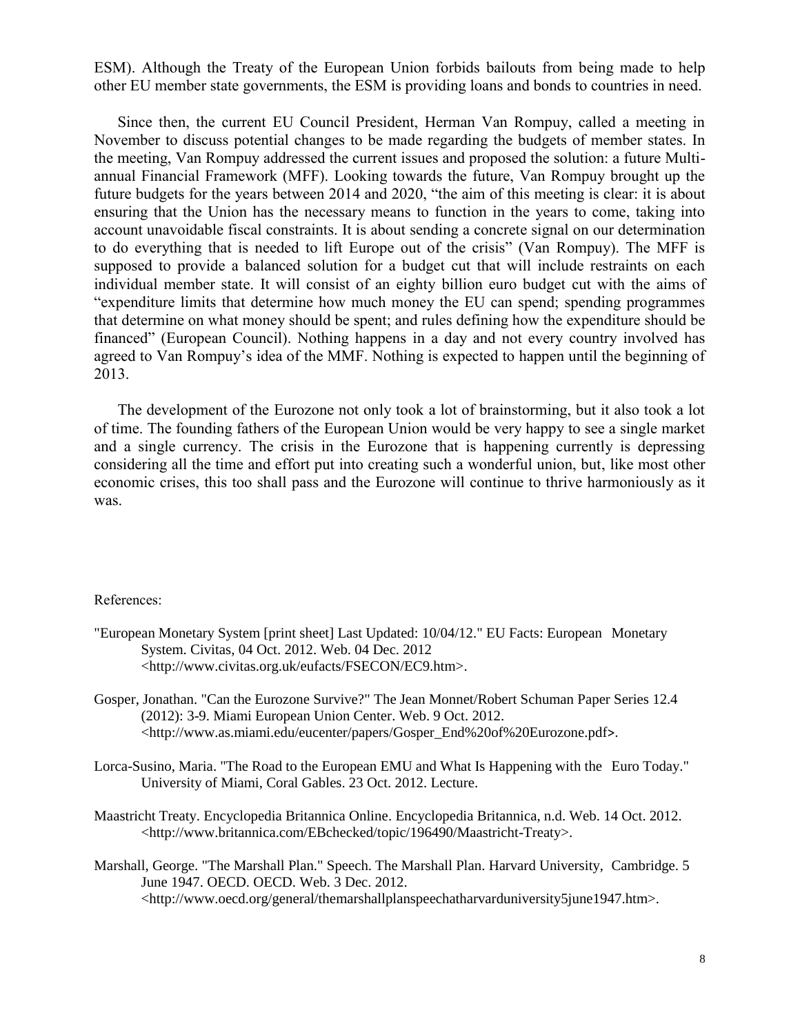ESM). Although the Treaty of the European Union forbids bailouts from being made to help other EU member state governments, the ESM is providing loans and bonds to countries in need.

Since then, the current EU Council President, Herman Van Rompuy, called a meeting in November to discuss potential changes to be made regarding the budgets of member states. In the meeting, Van Rompuy addressed the current issues and proposed the solution: a future Multi-annual Financial Framework (MFF). Looking towards the future, Van Rompuy brought up the future budgets for the years between 2014 and 2020, "the aim of this meeting is clear: it is about ensuring that the Union has the necessary means to function in the years to come, taking into account unavoidable fiscal constraints. It is about sending a concrete signal on our determination to do everything that is needed to lift Europe out of the crisis" (Van Rompuy). The MFF is supposed to provide a balanced solution for a budget cut that will include restraints on each individual member state. It will consist of an eighty billion euro budget cut with the aims of "expenditure limits that determine how much money the EU can spend; spending programmes that determine on what money should be spent; and rules defining how the expenditure should be financed" (European Council). Nothing happens in a day and not every country involved has agreed to Van Rompuy's idea of the MMF. Nothing is expected to happen until the beginning of 2013.

The development of the Eurozone not only took a lot of brainstorming, but it also took a lot of time. The founding fathers of the European Union would be very happy to see a single market and a single currency. The crisis in the Eurozone that is happening currently is depressing considering all the time and effort put into creating such a wonderful union, but, like most other economic crises, this too shall pass and the Eurozone will continue to thrive harmoniously as it was.

References:

"European Monetary System [print sheet] Last Updated: 10/04/12." EU Facts: European Monetary System. Civitas, 04 Oct. 2012. Web. 04 Dec. 2012 <http://www.civitas.org.uk/eufacts/FSECON/EC9.htm>.

Gosper, Jonathan. "Can the Eurozone Survive?" The Jean Monnet/Robert Schuman Paper Series 12.4 (2012): 3-9. Miami European Union Center. Web. 9 Oct. 2012. <http://www.as.miami.edu/eucenter/papers/Gosper_End%20of%20Eurozone.pdf>.

Lorca-Susino, Maria. "The Road to the European EMU and What Is Happening with the Euro Today." University of Miami, Coral Gables. 23 Oct. 2012. Lecture.

Maastricht Treaty. Encyclopedia Britannica Online. Encyclopedia Britannica, n.d. Web. 14 Oct. 2012. <http://www.britannica.com/EBchecked/topic/196490/Maastricht-Treaty>.

Marshall, George. "The Marshall Plan." Speech. The Marshall Plan. Harvard University, Cambridge. 5 June 1947. OECD. OECD. Web. 3 Dec. 2012. <http://www.oecd.org/general/themarshallplanspeechatharvarduniversity5june1947.htm>.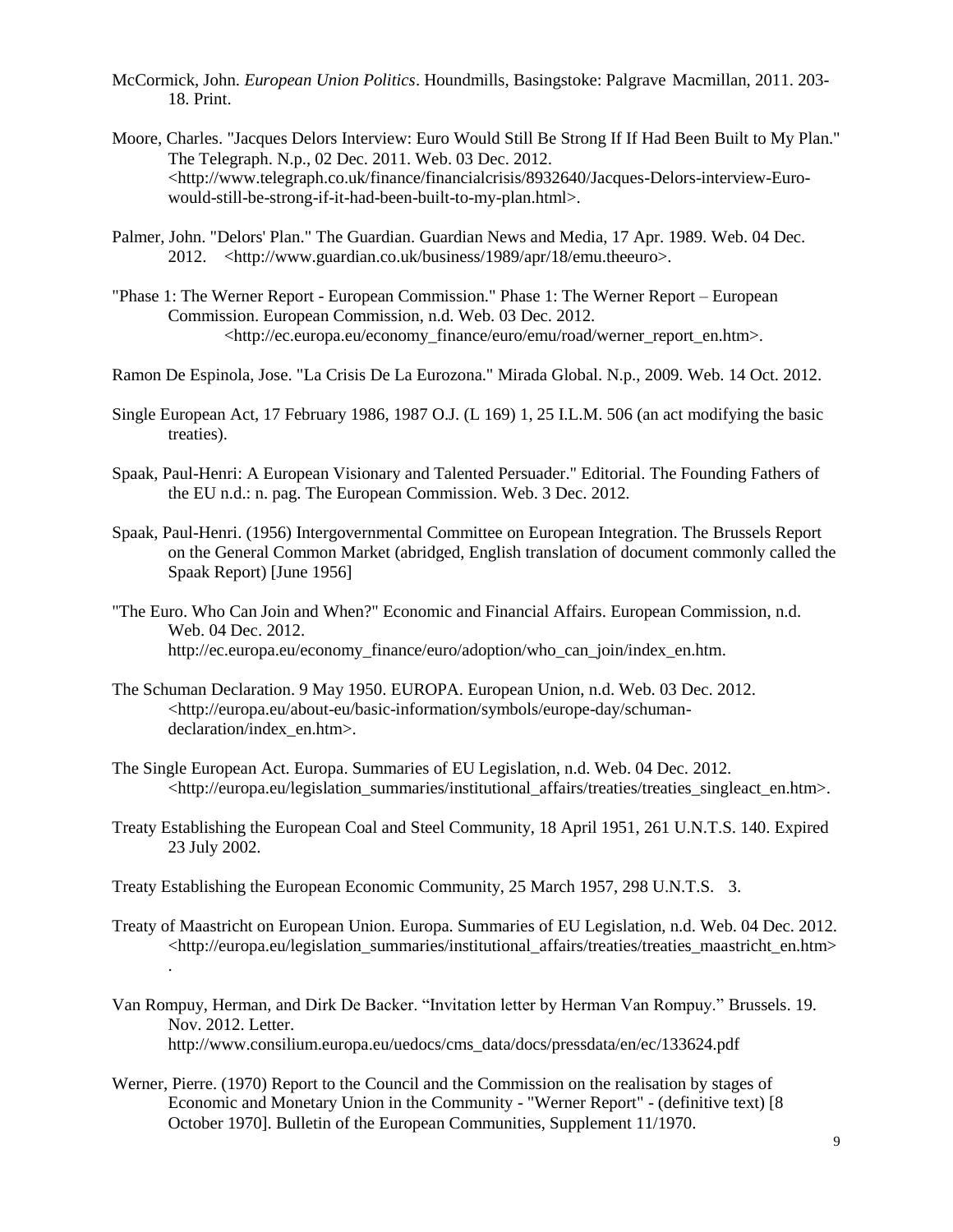McCormick, John. *European Union Politics*. Houndmills, Basingstoke: Palgrave Macmillan, 2011. 203-18. Print.

Moore, Charles. "Jacques Delors Interview: Euro Would Still Be Strong If If Had Been Built to My Plan." The Telegraph. N.p., 02 Dec. 2011. Web. 03 Dec. 2012. <http://www.telegraph.co.uk/finance/financialcrisis/8932640/Jacques-Delors-interview-Euro-would-still-be-strong-if-it-had-been-built-to-my-plan.html>.

Palmer, John. "Delors' Plan." The Guardian. Guardian News and Media, 17 Apr. 1989. Web. 04 Dec. 2012. <http://www.guardian.co.uk/business/1989/apr/18/emu.theeuro>.

"Phase 1: The Werner Report - European Commission." Phase 1: The Werner Report – European Commission. European Commission, n.d. Web. 03 Dec. 2012. <http://ec.europa.eu/economy_finance/euro/emu/road/werner_report_en.htm>.

Ramon De Espinola, Jose. "La Crisis De La Eurozona." Mirada Global. N.p., 2009. Web. 14 Oct. 2012.

Single European Act, 17 February 1986, 1987 O.J. (L 169) 1, 25 I.L.M. 506 (an act modifying the basic treaties).

Spaak, Paul-Henri: A European Visionary and Talented Persuader." Editorial. The Founding Fathers of the EU n.d.: n. pag. The European Commission. Web. 3 Dec. 2012.

Spaak, Paul-Henri. (1956) Intergovernmental Committee on European Integration. The Brussels Report on the General Common Market (abridged, English translation of document commonly called the Spaak Report) [June 1956]

"The Euro. Who Can Join and When?" Economic and Financial Affairs. European Commission, n.d. Web. 04 Dec. 2012. http://ec.europa.eu/economy_finance/euro/adoption/who_can_join/index_en.htm.

The Schuman Declaration. 9 May 1950. EUROPA. European Union, n.d. Web. 03 Dec. 2012. <http://europa.eu/about-eu/basic-information/symbols/europe-day/schuman-declaration/index_en.htm>.

The Single European Act. Europa. Summaries of EU Legislation, n.d. Web. 04 Dec. 2012. <http://europa.eu/legislation_summaries/institutional_affairs/treaties/treaties_singleact_en.htm>.

Treaty Establishing the European Coal and Steel Community, 18 April 1951, 261 U.N.T.S. 140. Expired 23 July 2002.

Treaty Establishing the European Economic Community, 25 March 1957, 298 U.N.T.S. 3.

Treaty of Maastricht on European Union. Europa. Summaries of EU Legislation, n.d. Web. 04 Dec. 2012. <http://europa.eu/legislation_summaries/institutional_affairs/treaties/treaties_maastricht_en.htm>.

Van Rompuy, Herman, and Dirk De Backer. "Invitation letter by Herman Van Rompuy." Brussels. 19. Nov. 2012. Letter. http://www.consilium.europa.eu/uedocs/cms_data/docs/pressdata/en/ec/133624.pdf

Werner, Pierre. (1970) Report to the Council and the Commission on the realisation by stages of Economic and Monetary Union in the Community - "Werner Report" - (definitive text) [8 October 1970]. Bulletin of the European Communities, Supplement 11/1970.